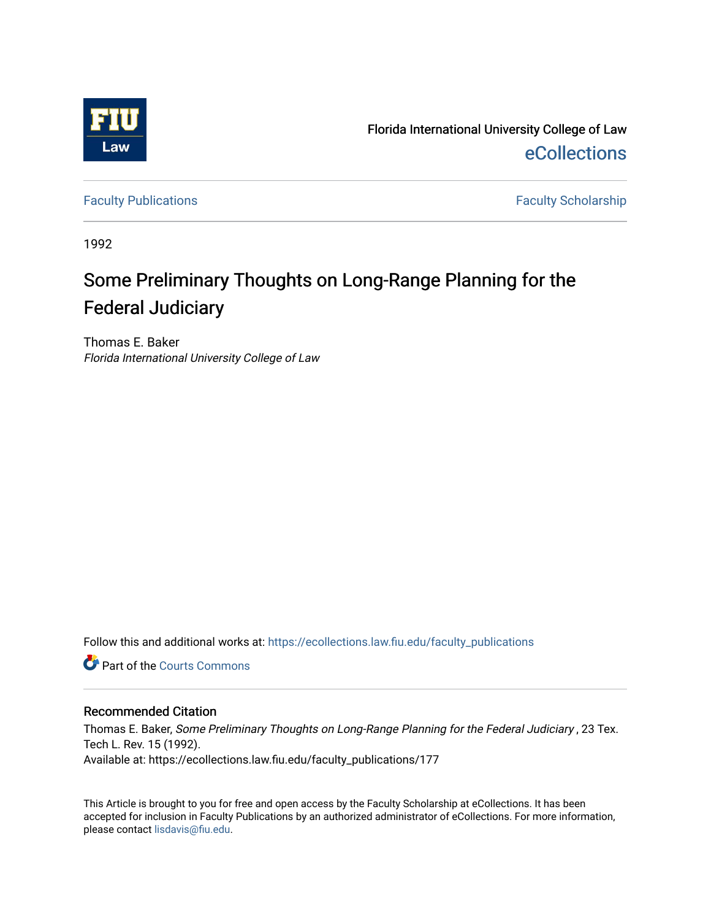Florida International University College of Law
eCollections

Faculty Publications | Faculty Scholarship

1992

# Some Preliminary Thoughts on Long-Range Planning for the Federal Judiciary

Thomas E. Baker
*Florida International University College of Law*

Follow this and additional works at: https://ecollections.law.fiu.edu/faculty_publications

Part of the Courts Commons

## Recommended Citation

Thomas E. Baker, *Some Preliminary Thoughts on Long-Range Planning for the Federal Judiciary* , 23 Tex. Tech L. Rev. 15 (1992).
Available at: https://ecollections.law.fiu.edu/faculty_publications/177

This Article is brought to you for free and open access by the Faculty Scholarship at eCollections. It has been accepted for inclusion in Faculty Publications by an authorized administrator of eCollections. For more information, please contact lisdavis@fiu.edu.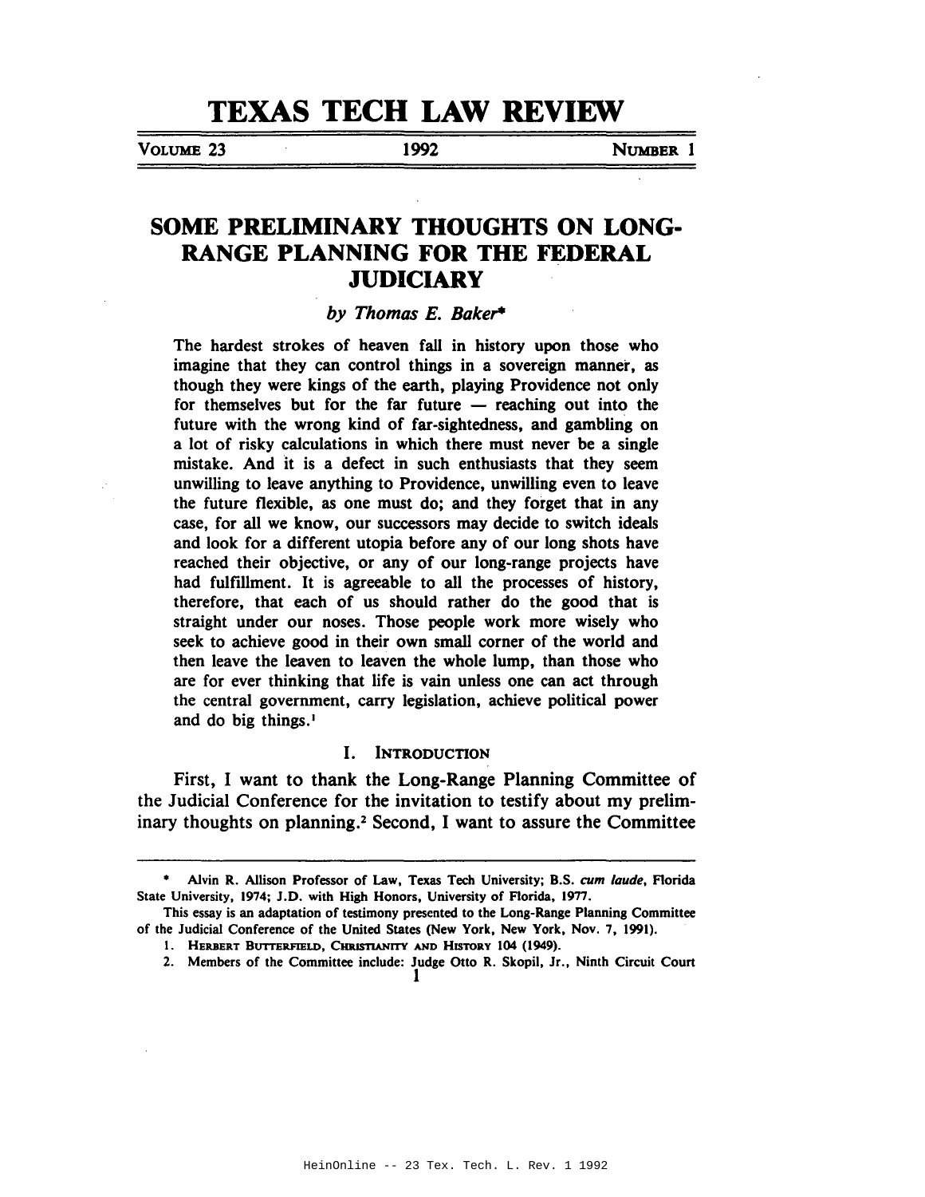# SOME PRELIMINARY THOUGHTS ON LONG-RANGE PLANNING FOR THE FEDERAL JUDICIARY

*by Thomas E. Baker**

> The hardest strokes of heaven fall in history upon those who imagine that they can control things in a sovereign manner, as though they were kings of the earth, playing Providence not only for themselves but for the far future — reaching out into the future with the wrong kind of far-sightedness, and gambling on a lot of risky calculations in which there must never be a single mistake. And it is a defect in such enthusiasts that they seem unwilling to leave anything to Providence, unwilling even to leave the future flexible, as one must do; and they forget that in any case, for all we know, our successors may decide to switch ideals and look for a different utopia before any of our long shots have reached their objective, or any of our long-range projects have had fulfillment. It is agreeable to all the processes of history, therefore, that each of us should rather do the good that is straight under our noses. Those people work more wisely who seek to achieve good in their own small corner of the world and then leave the leaven to leaven the whole lump, than those who are for ever thinking that life is vain unless one can act through the central government, carry legislation, achieve political power and do big things.[1]

## I. INTRODUCTION

First, I want to thank the Long-Range Planning Committee of the Judicial Conference for the invitation to testify about my preliminary thoughts on planning.[2] Second, I want to assure the Committee

---

\* Alvin R. Allison Professor of Law, Texas Tech University; B.S. *cum laude*, Florida State University, 1974; J.D. with High Honors, University of Florida, 1977.

This essay is an adaptation of testimony presented to the Long-Range Planning Committee of the Judicial Conference of the United States (New York, New York, Nov. 7, 1991).

1. HERBERT BUTTERFIELD, CHRISTIANITY AND HISTORY 104 (1949).

2. Members of the Committee include: Judge Otto R. Skopil, Jr., Ninth Circuit Court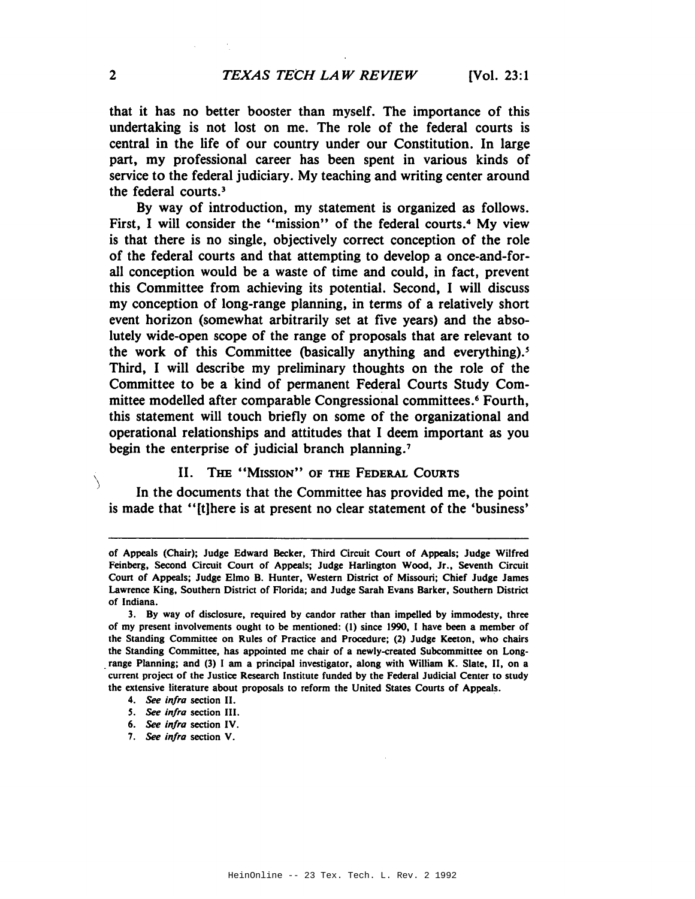that it has no better booster than myself. The importance of this undertaking is not lost on me. The role of the federal courts is central in the life of our country under our Constitution. In large part, my professional career has been spent in various kinds of service to the federal judiciary. My teaching and writing center around the federal courts.[3]

By way of introduction, my statement is organized as follows. First, I will consider the "mission" of the federal courts.[4] My view is that there is no single, objectively correct conception of the role of the federal courts and that attempting to develop a once-and-for-all conception would be a waste of time and could, in fact, prevent this Committee from achieving its potential. Second, I will discuss my conception of long-range planning, in terms of a relatively short event horizon (somewhat arbitrarily set at five years) and the absolutely wide-open scope of the range of proposals that are relevant to the work of this Committee (basically anything and everything).[5] Third, I will describe my preliminary thoughts on the role of the Committee to be a kind of permanent Federal Courts Study Committee modelled after comparable Congressional committees.[6] Fourth, this statement will touch briefly on some of the organizational and operational relationships and attitudes that I deem important as you begin the enterprise of judicial branch planning.[7]

## II. THE "MISSION" OF THE FEDERAL COURTS

In the documents that the Committee has provided me, the point is made that "[t]here is at present no clear statement of the 'business'

---

of Appeals (Chair); Judge Edward Becker, Third Circuit Court of Appeals; Judge Wilfred Feinberg, Second Circuit Court of Appeals; Judge Harlington Wood, Jr., Seventh Circuit Court of Appeals; Judge Elmo B. Hunter, Western District of Missouri; Chief Judge James Lawrence King, Southern District of Florida; and Judge Sarah Evans Barker, Southern District of Indiana.

3. By way of disclosure, required by candor rather than impelled by immodesty, three of my present involvements ought to be mentioned: (1) since 1990, I have been a member of the Standing Committee on Rules of Practice and Procedure; (2) Judge Keeton, who chairs the Standing Committee, has appointed me chair of a newly-created Subcommittee on Long-range Planning; and (3) I am a principal investigator, along with William K. Slate, II, on a current project of the Justice Research Institute funded by the Federal Judicial Center to study the extensive literature about proposals to reform the United States Courts of Appeals.

4. *See infra* section II.

5. *See infra* section III.

6. *See infra* section IV.

7. *See infra* section V.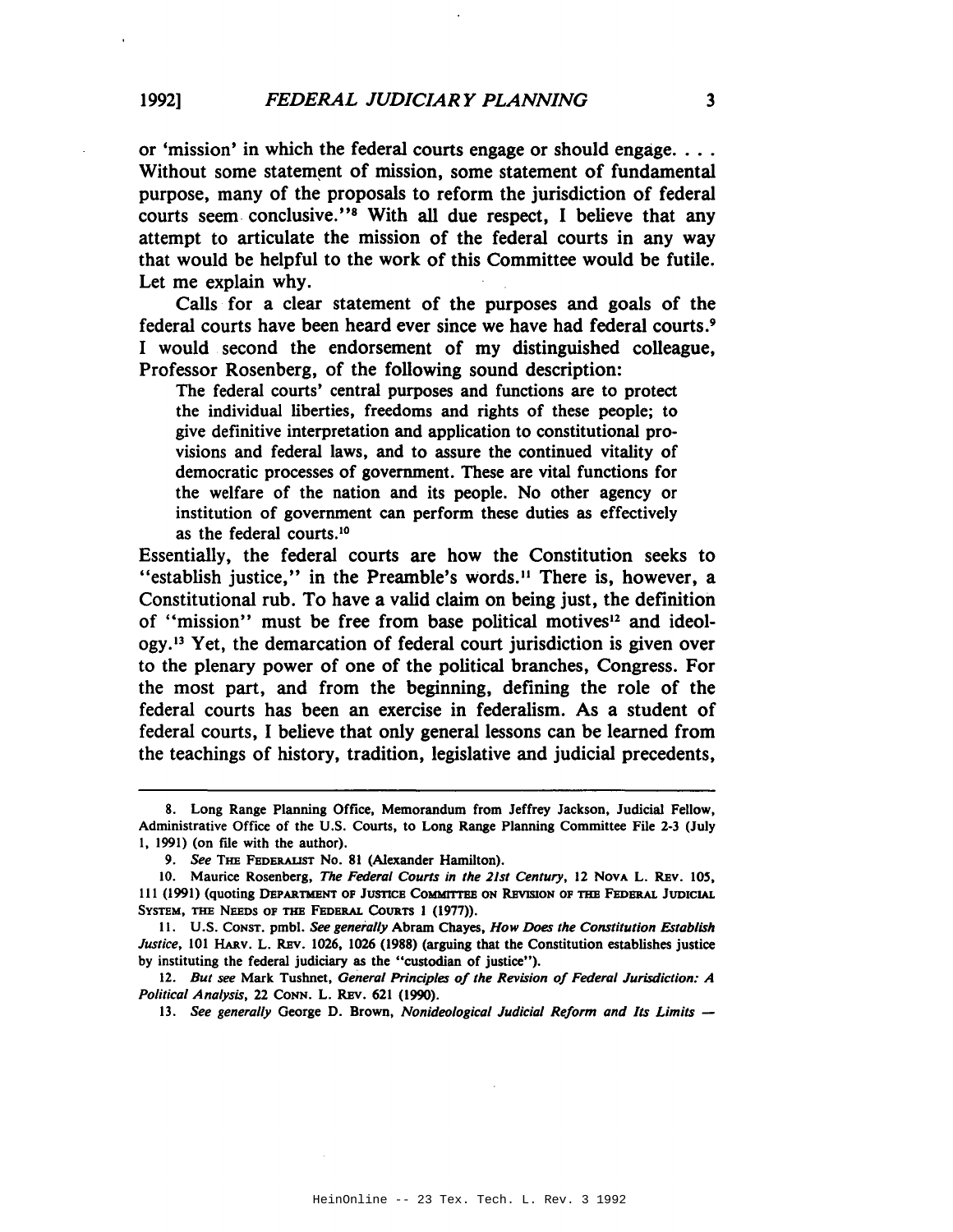or 'mission' in which the federal courts engage or should engage. . . . Without some statement of mission, some statement of fundamental purpose, many of the proposals to reform the jurisdiction of federal courts seem conclusive."[8] With all due respect, I believe that any attempt to articulate the mission of the federal courts in any way that would be helpful to the work of this Committee would be futile. Let me explain why.

Calls for a clear statement of the purposes and goals of the federal courts have been heard ever since we have had federal courts.[9] I would second the endorsement of my distinguished colleague, Professor Rosenberg, of the following sound description:

> The federal courts' central purposes and functions are to protect the individual liberties, freedoms and rights of these people; to give definitive interpretation and application to constitutional provisions and federal laws, and to assure the continued vitality of democratic processes of government. These are vital functions for the welfare of the nation and its people. No other agency or institution of government can perform these duties as effectively as the federal courts.[10]

Essentially, the federal courts are how the Constitution seeks to "establish justice," in the Preamble's words.[11] There is, however, a Constitutional rub. To have a valid claim on being just, the definition of "mission" must be free from base political motives[12] and ideology.[13] Yet, the demarcation of federal court jurisdiction is given over to the plenary power of one of the political branches, Congress. For the most part, and from the beginning, defining the role of the federal courts has been an exercise in federalism. As a student of federal courts, I believe that only general lessons can be learned from the teachings of history, tradition, legislative and judicial precedents,

---

8. Long Range Planning Office, Memorandum from Jeffrey Jackson, Judicial Fellow, Administrative Office of the U.S. Courts, to Long Range Planning Committee File 2-3 (July 1, 1991) (on file with the author).

9. *See* THE FEDERALIST No. 81 (Alexander Hamilton).

10. Maurice Rosenberg, *The Federal Courts in the 21st Century*, 12 NOVA L. REV. 105, 111 (1991) (quoting DEPARTMENT OF JUSTICE COMMITTEE ON REVISION OF THE FEDERAL JUDICIAL SYSTEM, THE NEEDS OF THE FEDERAL COURTS 1 (1977)).

11. U.S. CONST. pmbl. *See generally* Abram Chayes, *How Does the Constitution Establish Justice*, 101 HARV. L. REV. 1026, 1026 (1988) (arguing that the Constitution establishes justice by instituting the federal judiciary as the "custodian of justice").

12. *But see* Mark Tushnet, *General Principles of the Revision of Federal Jurisdiction: A Political Analysis*, 22 CONN. L. REV. 621 (1990).

13. *See generally* George D. Brown, *Nonideological Judicial Reform and Its Limits —*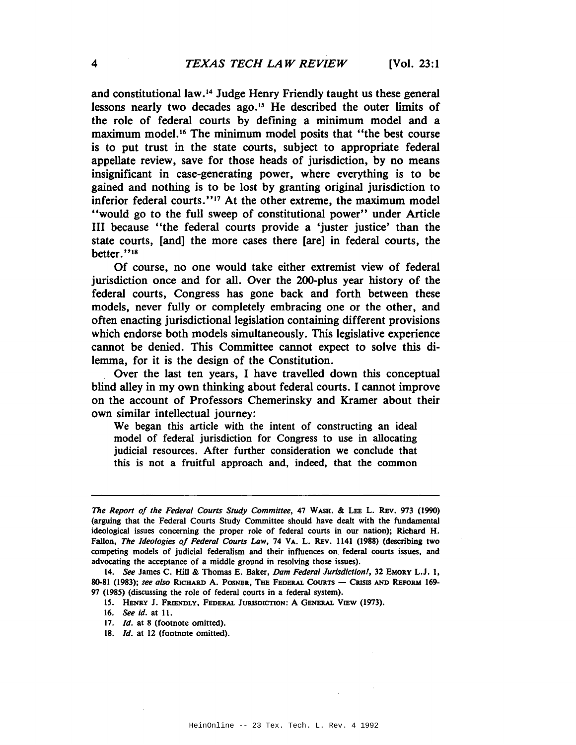and constitutional law.[14] Judge Henry Friendly taught us these general lessons nearly two decades ago.[15] He described the outer limits of the role of federal courts by defining a minimum model and a maximum model.[16] The minimum model posits that "the best course is to put trust in the state courts, subject to appropriate federal appellate review, save for those heads of jurisdiction, by no means insignificant in case-generating power, where everything is to be gained and nothing is to be lost by granting original jurisdiction to inferior federal courts."[17] At the other extreme, the maximum model "would go to the full sweep of constitutional power" under Article III because "the federal courts provide a 'juster justice' than the state courts, [and] the more cases there [are] in federal courts, the better."[18]

Of course, no one would take either extremist view of federal jurisdiction once and for all. Over the 200-plus year history of the federal courts, Congress has gone back and forth between these models, never fully or completely embracing one or the other, and often enacting jurisdictional legislation containing different provisions which endorse both models simultaneously. This legislative experience cannot be denied. This Committee cannot expect to solve this dilemma, for it is the design of the Constitution.

Over the last ten years, I have travelled down this conceptual blind alley in my own thinking about federal courts. I cannot improve on the account of Professors Chemerinsky and Kramer about their own similar intellectual journey:

> We began this article with the intent of constructing an ideal model of federal jurisdiction for Congress to use in allocating judicial resources. After further consideration we conclude that this is not a fruitful approach and, indeed, that the common

---

*The Report of the Federal Courts Study Committee*, 47 WASH. & LEE L. REV. 973 (1990) (arguing that the Federal Courts Study Committee should have dealt with the fundamental ideological issues concerning the proper role of federal courts in our nation); Richard H. Fallon, *The Ideologies of Federal Courts Law*, 74 VA. L. REV. 1141 (1988) (describing two competing models of judicial federalism and their influences on federal courts issues, and advocating the acceptance of a middle ground in resolving those issues).

14. *See* James C. Hill & Thomas E. Baker, *Dam Federal Jurisdiction!*, 32 EMORY L.J. 1, 80-81 (1983); *see also* RICHARD A. POSNER, THE FEDERAL COURTS — CRISIS AND REFORM 169-97 (1985) (discussing the role of federal courts in a federal system).

15. HENRY J. FRIENDLY, FEDERAL JURISDICTION: A GENERAL VIEW (1973).

16. *See id.* at 11.

17. *Id.* at 8 (footnote omitted).

18. *Id.* at 12 (footnote omitted).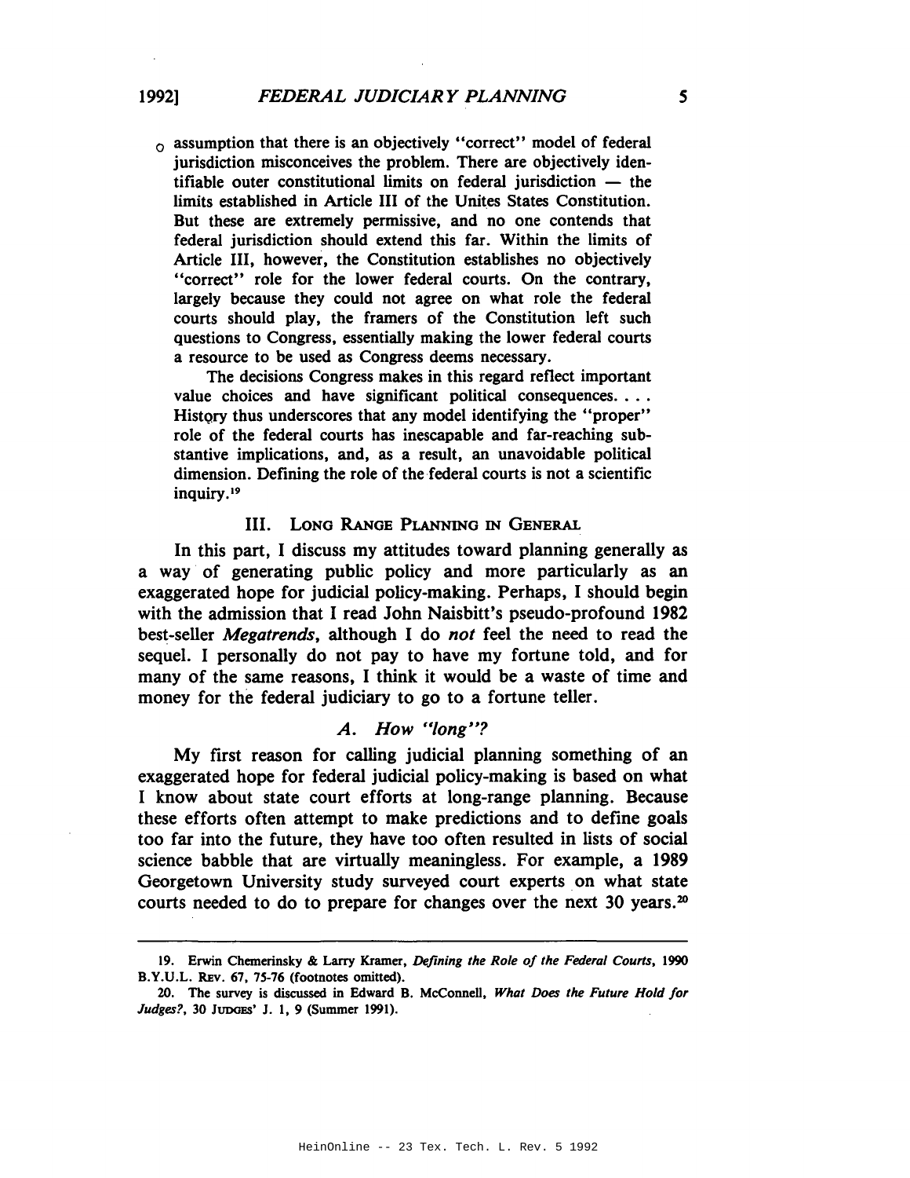assumption that there is an objectively "correct" model of federal jurisdiction misconceives the problem. There are objectively identifiable outer constitutional limits on federal jurisdiction — the limits established in Article III of the Unites States Constitution. But these are extremely permissive, and no one contends that federal jurisdiction should extend this far. Within the limits of Article III, however, the Constitution establishes no objectively "correct" role for the lower federal courts. On the contrary, largely because they could not agree on what role the federal courts should play, the framers of the Constitution left such questions to Congress, essentially making the lower federal courts a resource to be used as Congress deems necessary.

> The decisions Congress makes in this regard reflect important value choices and have significant political consequences. . . . History thus underscores that any model identifying the "proper" role of the federal courts has inescapable and far-reaching substantive implications, and, as a result, an unavoidable political dimension. Defining the role of the federal courts is not a scientific inquiry.[19]

## III. Long Range Planning in General

In this part, I discuss my attitudes toward planning generally as a way of generating public policy and more particularly as an exaggerated hope for judicial policy-making. Perhaps, I should begin with the admission that I read John Naisbitt's pseudo-profound 1982 best-seller *Megatrends*, although I do *not* feel the need to read the sequel. I personally do not pay to have my fortune told, and for many of the same reasons, I think it would be a waste of time and money for the federal judiciary to go to a fortune teller.

### A. How "long"?

My first reason for calling judicial planning something of an exaggerated hope for federal judicial policy-making is based on what I know about state court efforts at long-range planning. Because these efforts often attempt to make predictions and to define goals too far into the future, they have too often resulted in lists of social science babble that are virtually meaningless. For example, a 1989 Georgetown University study surveyed court experts on what state courts needed to do to prepare for changes over the next 30 years.[20]

---

19. Erwin Chemerinsky & Larry Kramer, *Defining the Role of the Federal Courts*, 1990 B.Y.U.L. Rev. 67, 75-76 (footnotes omitted).

20. The survey is discussed in Edward B. McConnell, *What Does the Future Hold for Judges?*, 30 Judges' J. 1, 9 (Summer 1991).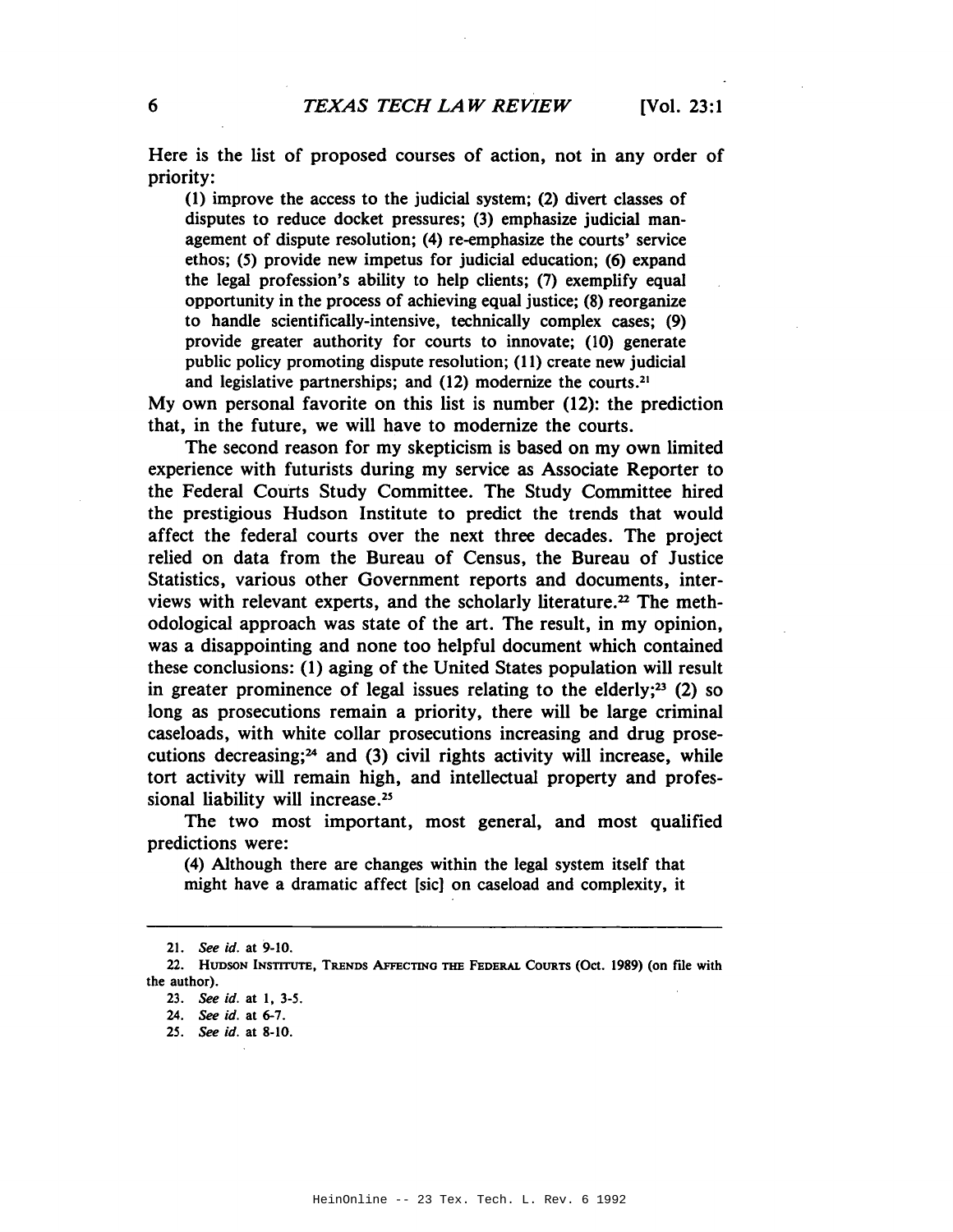Here is the list of proposed courses of action, not in any order of priority:

> (1) improve the access to the judicial system; (2) divert classes of disputes to reduce docket pressures; (3) emphasize judicial management of dispute resolution; (4) re-emphasize the courts' service ethos; (5) provide new impetus for judicial education; (6) expand the legal profession's ability to help clients; (7) exemplify equal opportunity in the process of achieving equal justice; (8) reorganize to handle scientifically-intensive, technically complex cases; (9) provide greater authority for courts to innovate; (10) generate public policy promoting dispute resolution; (11) create new judicial and legislative partnerships; and (12) modernize the courts.[21]

My own personal favorite on this list is number (12): the prediction that, in the future, we will have to modernize the courts.

The second reason for my skepticism is based on my own limited experience with futurists during my service as Associate Reporter to the Federal Courts Study Committee. The Study Committee hired the prestigious Hudson Institute to predict the trends that would affect the federal courts over the next three decades. The project relied on data from the Bureau of Census, the Bureau of Justice Statistics, various other Government reports and documents, interviews with relevant experts, and the scholarly literature.[22] The methodological approach was state of the art. The result, in my opinion, was a disappointing and none too helpful document which contained these conclusions: (1) aging of the United States population will result in greater prominence of legal issues relating to the elderly;[23] (2) so long as prosecutions remain a priority, there will be large criminal caseloads, with white collar prosecutions increasing and drug prosecutions decreasing;[24] and (3) civil rights activity will increase, while tort activity will remain high, and intellectual property and professional liability will increase.[25]

The two most important, most general, and most qualified predictions were:

> (4) Although there are changes within the legal system itself that might have a dramatic affect [sic] on caseload and complexity, it

---

21. *See id.* at 9-10.

22. HUDSON INSTITUTE, TRENDS AFFECTING THE FEDERAL COURTS (Oct. 1989) (on file with the author).

23. *See id.* at 1, 3-5.

24. *See id.* at 6-7.

25. *See id.* at 8-10.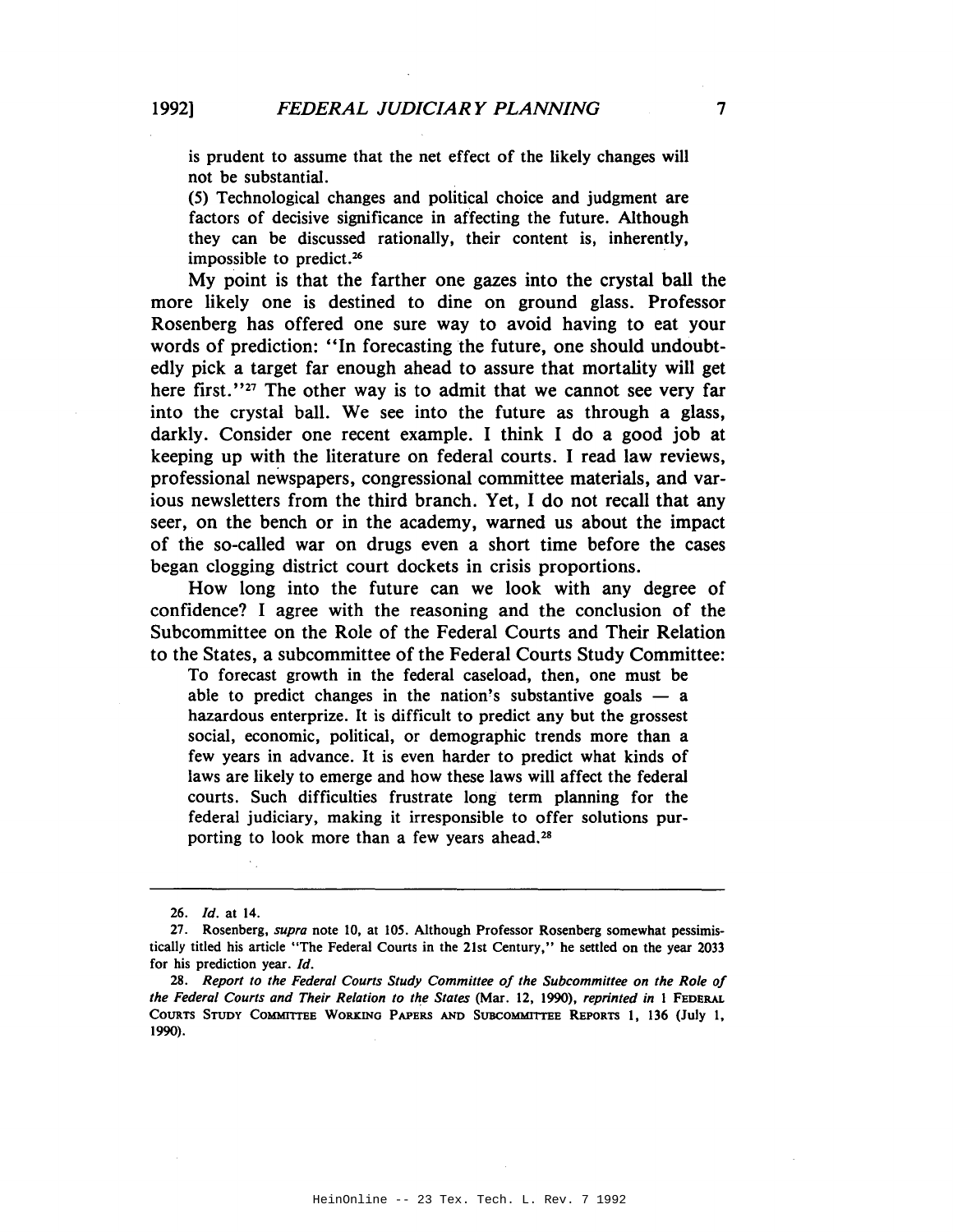is prudent to assume that the net effect of the likely changes will not be substantial.

> (5) Technological changes and political choice and judgment are factors of decisive significance in affecting the future. Although they can be discussed rationally, their content is, inherently, impossible to predict.[26]

My point is that the farther one gazes into the crystal ball the more likely one is destined to dine on ground glass. Professor Rosenberg has offered one sure way to avoid having to eat your words of prediction: "In forecasting the future, one should undoubtedly pick a target far enough ahead to assure that mortality will get here first."[27] The other way is to admit that we cannot see very far into the crystal ball. We see into the future as through a glass, darkly. Consider one recent example. I think I do a good job at keeping up with the literature on federal courts. I read law reviews, professional newspapers, congressional committee materials, and various newsletters from the third branch. Yet, I do not recall that any seer, on the bench or in the academy, warned us about the impact of the so-called war on drugs even a short time before the cases began clogging district court dockets in crisis proportions.

How long into the future can we look with any degree of confidence? I agree with the reasoning and the conclusion of the Subcommittee on the Role of the Federal Courts and Their Relation to the States, a subcommittee of the Federal Courts Study Committee:

> To forecast growth in the federal caseload, then, one must be able to predict changes in the nation's substantive goals — a hazardous enterprize. It is difficult to predict any but the grossest social, economic, political, or demographic trends more than a few years in advance. It is even harder to predict what kinds of laws are likely to emerge and how these laws will affect the federal courts. Such difficulties frustrate long term planning for the federal judiciary, making it irresponsible to offer solutions purporting to look more than a few years ahead.[28]

---

26. *Id.* at 14.

27. Rosenberg, *supra* note 10, at 105. Although Professor Rosenberg somewhat pessimistically titled his article "The Federal Courts in the 21st Century," he settled on the year 2033 for his prediction year. *Id.*

28. *Report to the Federal Courts Study Committee of the Subcommittee on the Role of the Federal Courts and Their Relation to the States* (Mar. 12, 1990), *reprinted in* 1 FEDERAL COURTS STUDY COMMITTEE WORKING PAPERS AND SUBCOMMITTEE REPORTS 1, 136 (July 1, 1990).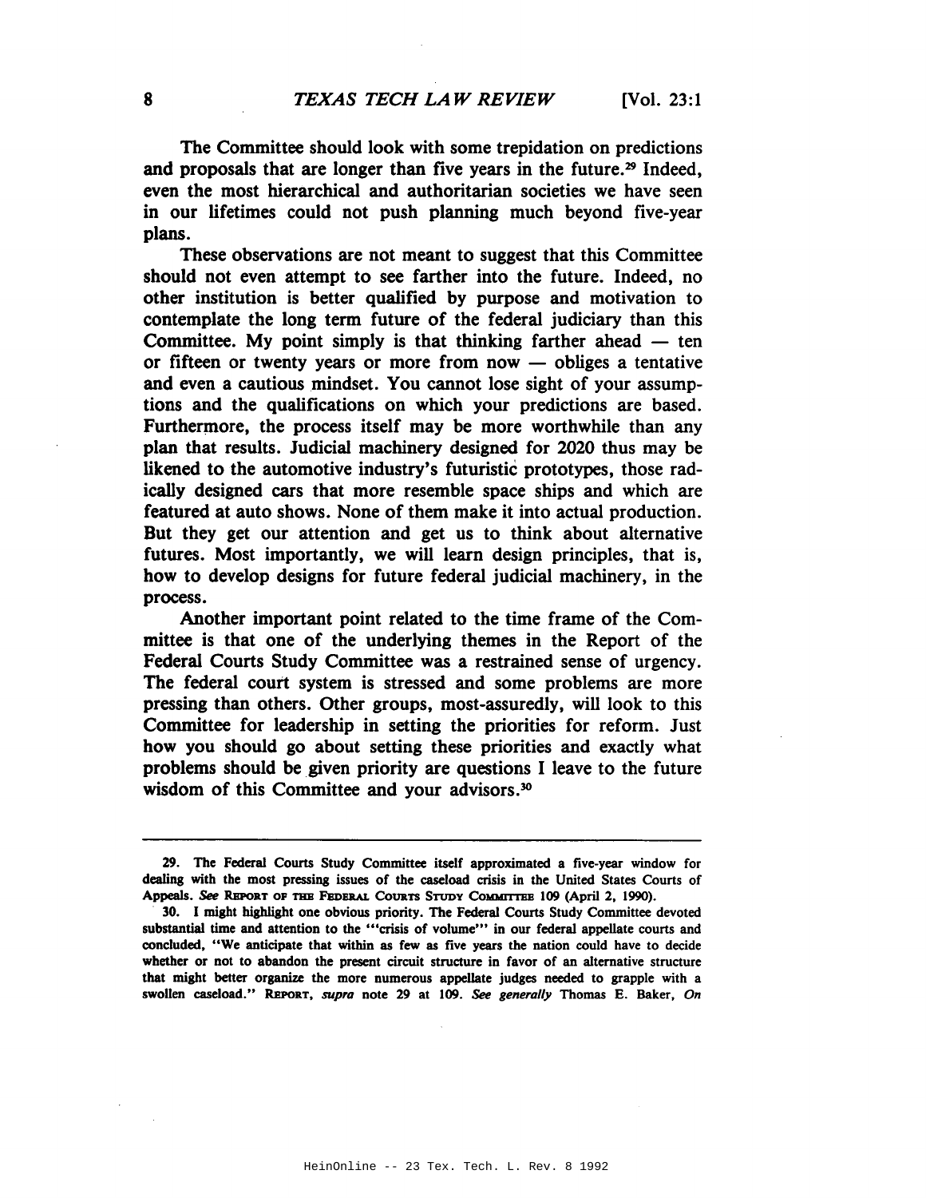The Committee should look with some trepidation on predictions and proposals that are longer than five years in the future.[29] Indeed, even the most hierarchical and authoritarian societies we have seen in our lifetimes could not push planning much beyond five-year plans.

These observations are not meant to suggest that this Committee should not even attempt to see farther into the future. Indeed, no other institution is better qualified by purpose and motivation to contemplate the long term future of the federal judiciary than this Committee. My point simply is that thinking farther ahead — ten or fifteen or twenty years or more from now — obliges a tentative and even a cautious mindset. You cannot lose sight of your assumptions and the qualifications on which your predictions are based. Furthermore, the process itself may be more worthwhile than any plan that results. Judicial machinery designed for 2020 thus may be likened to the automotive industry's futuristic prototypes, those radically designed cars that more resemble space ships and which are featured at auto shows. None of them make it into actual production. But they get our attention and get us to think about alternative futures. Most importantly, we will learn design principles, that is, how to develop designs for future federal judicial machinery, in the process.

Another important point related to the time frame of the Committee is that one of the underlying themes in the Report of the Federal Courts Study Committee was a restrained sense of urgency. The federal court system is stressed and some problems are more pressing than others. Other groups, most-assuredly, will look to this Committee for leadership in setting the priorities for reform. Just how you should go about setting these priorities and exactly what problems should be given priority are questions I leave to the future wisdom of this Committee and your advisors.[30]

---

29. The Federal Courts Study Committee itself approximated a five-year window for dealing with the most pressing issues of the caseload crisis in the United States Courts of Appeals. *See* REPORT OF THE FEDERAL COURTS STUDY COMMITTEE 109 (April 2, 1990).

30. I might highlight one obvious priority. The Federal Courts Study Committee devoted substantial time and attention to the "'crisis of volume'" in our federal appellate courts and concluded, "We anticipate that within as few as five years the nation could have to decide whether or not to abandon the present circuit structure in favor of an alternative structure that might better organize the more numerous appellate judges needed to grapple with a swollen caseload." REPORT, *supra* note 29 at 109. *See generally* Thomas E. Baker, *On*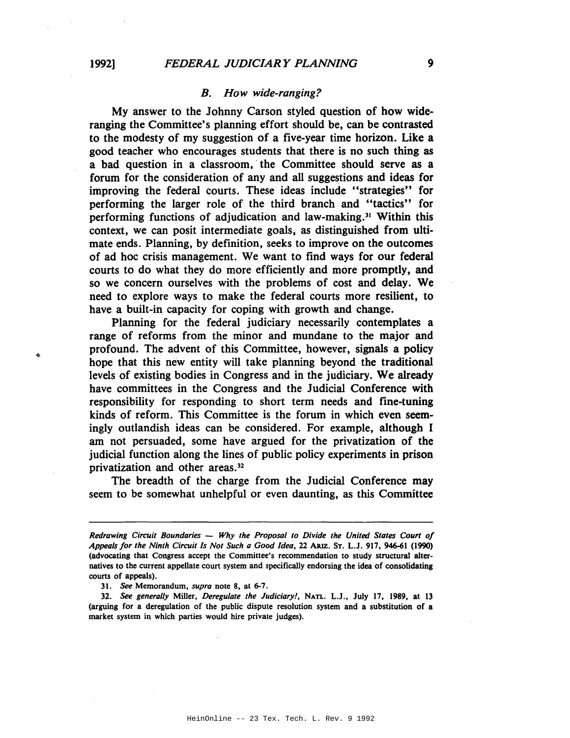### *B. How wide-ranging?*

My answer to the Johnny Carson styled question of how wide-ranging the Committee's planning effort should be, can be contrasted to the modesty of my suggestion of a five-year time horizon. Like a good teacher who encourages students that there is no such thing as a bad question in a classroom, the Committee should serve as a forum for the consideration of any and all suggestions and ideas for improving the federal courts. These ideas include "strategies" for performing the larger role of the third branch and "tactics" for performing functions of adjudication and law-making.[31] Within this context, we can posit intermediate goals, as distinguished from ultimate ends. Planning, by definition, seeks to improve on the outcomes of ad hoc crisis management. We want to find ways for our federal courts to do what they do more efficiently and more promptly, and so we concern ourselves with the problems of cost and delay. We need to explore ways to make the federal courts more resilient, to have a built-in capacity for coping with growth and change.

Planning for the federal judiciary necessarily contemplates a range of reforms from the minor and mundane to the major and profound. The advent of this Committee, however, signals a policy hope that this new entity will take planning beyond the traditional levels of existing bodies in Congress and in the judiciary. We already have committees in the Congress and the Judicial Conference with responsibility for responding to short term needs and fine-tuning kinds of reform. This Committee is the forum in which even seemingly outlandish ideas can be considered. For example, although I am not persuaded, some have argued for the privatization of the judicial function along the lines of public policy experiments in prison privatization and other areas.[32]

The breadth of the charge from the Judicial Conference may seem to be somewhat unhelpful or even daunting, as this Committee

---

*Redrawing Circuit Boundaries — Why the Proposal to Divide the United States Court of Appeals for the Ninth Circuit Is Not Such a Good Idea*, 22 ARIZ. ST. L.J. 917, 946-61 (1990) (advocating that Congress accept the Committee's recommendation to study structural alternatives to the current appellate court system and specifically endorsing the idea of consolidating courts of appeals).

31. *See* Memorandum, *supra* note 8, at 6-7.

32. *See generally* Miller, *Deregulate the Judiciary!*, NATL. L.J., July 17, 1989, at 13 (arguing for a deregulation of the public dispute resolution system and a substitution of a market system in which parties would hire private judges).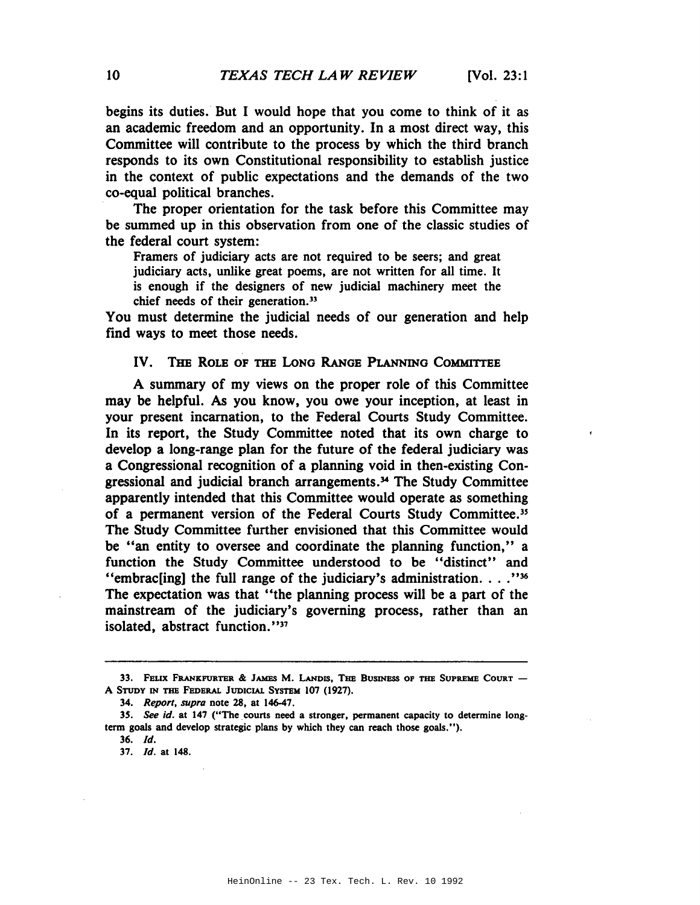begins its duties. But I would hope that you come to think of it as an academic freedom and an opportunity. In a most direct way, this Committee will contribute to the process by which the third branch responds to its own Constitutional responsibility to establish justice in the context of public expectations and the demands of the two co-equal political branches.

The proper orientation for the task before this Committee may be summed up in this observation from one of the classic studies of the federal court system:

> Framers of judiciary acts are not required to be seers; and great judiciary acts, unlike great poems, are not written for all time. It is enough if the designers of new judicial machinery meet the chief needs of their generation.[33]

You must determine the judicial needs of our generation and help find ways to meet those needs.

## IV. THE ROLE OF THE LONG RANGE PLANNING COMMITTEE

A summary of my views on the proper role of this Committee may be helpful. As you know, you owe your inception, at least in your present incarnation, to the Federal Courts Study Committee. In its report, the Study Committee noted that its own charge to develop a long-range plan for the future of the federal judiciary was a Congressional recognition of a planning void in then-existing Congressional and judicial branch arrangements.[34] The Study Committee apparently intended that this Committee would operate as something of a permanent version of the Federal Courts Study Committee.[35] The Study Committee further envisioned that this Committee would be "an entity to oversee and coordinate the planning function," a function the Study Committee understood to be "distinct" and "embrac[ing] the full range of the judiciary's administration. . . ."[36] The expectation was that "the planning process will be a part of the mainstream of the judiciary's governing process, rather than an isolated, abstract function."[37]

---

33. FELIX FRANKFURTER & JAMES M. LANDIS, THE BUSINESS OF THE SUPREME COURT — A STUDY IN THE FEDERAL JUDICIAL SYSTEM 107 (1927).

34. *Report*, *supra* note 28, at 146-47.

35. *See id.* at 147 ("The courts need a stronger, permanent capacity to determine long-term goals and develop strategic plans by which they can reach those goals.").

36. *Id.*

37. *Id.* at 148.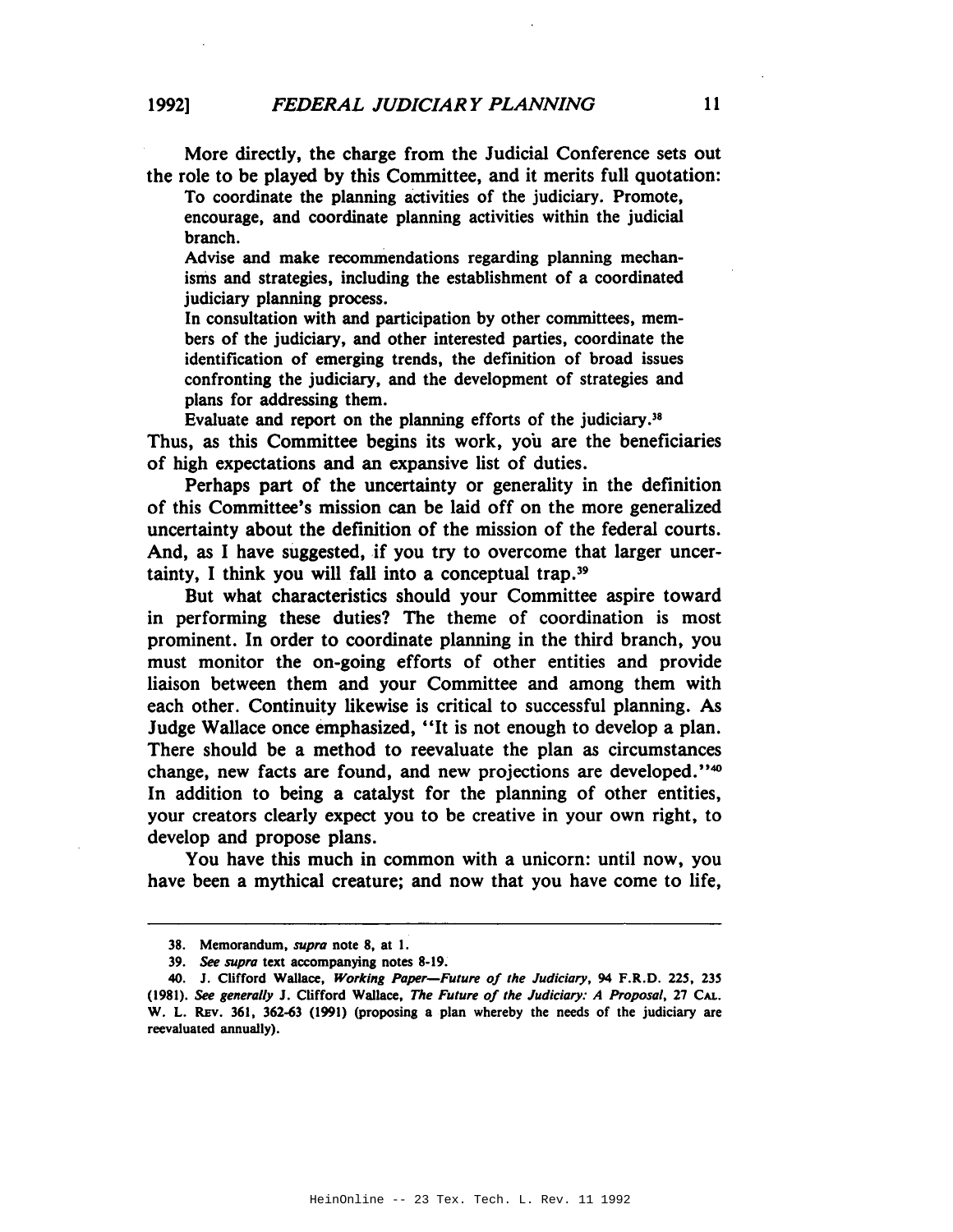More directly, the charge from the Judicial Conference sets out the role to be played by this Committee, and it merits full quotation:

> To coordinate the planning activities of the judiciary. Promote, encourage, and coordinate planning activities within the judicial branch.
>
> Advise and make recommendations regarding planning mechanisms and strategies, including the establishment of a coordinated judiciary planning process.
>
> In consultation with and participation by other committees, members of the judiciary, and other interested parties, coordinate the identification of emerging trends, the definition of broad issues confronting the judiciary, and the development of strategies and plans for addressing them.
>
> Evaluate and report on the planning efforts of the judiciary.[38]

Thus, as this Committee begins its work, you are the beneficiaries of high expectations and an expansive list of duties.

Perhaps part of the uncertainty or generality in the definition of this Committee's mission can be laid off on the more generalized uncertainty about the definition of the mission of the federal courts. And, as I have suggested, if you try to overcome that larger uncertainty, I think you will fall into a conceptual trap.[39]

But what characteristics should your Committee aspire toward in performing these duties? The theme of coordination is most prominent. In order to coordinate planning in the third branch, you must monitor the on-going efforts of other entities and provide liaison between them and your Committee and among them with each other. Continuity likewise is critical to successful planning. As Judge Wallace once emphasized, "It is not enough to develop a plan. There should be a method to reevaluate the plan as circumstances change, new facts are found, and new projections are developed."[40] In addition to being a catalyst for the planning of other entities, your creators clearly expect you to be creative in your own right, to develop and propose plans.

You have this much in common with a unicorn: until now, you have been a mythical creature; and now that you have come to life,

---

38. Memorandum, *supra* note 8, at 1.

39. *See supra* text accompanying notes 8-19.

40. J. Clifford Wallace, *Working Paper—Future of the Judiciary*, 94 F.R.D. 225, 235 (1981). *See generally* J. Clifford Wallace, *The Future of the Judiciary: A Proposal*, 27 CAL. W. L. REV. 361, 362-63 (1991) (proposing a plan whereby the needs of the judiciary are reevaluated annually).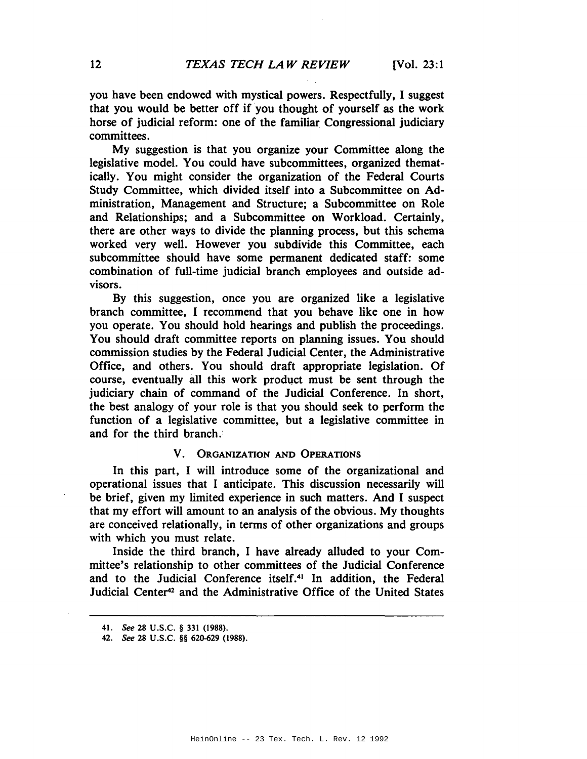you have been endowed with mystical powers. Respectfully, I suggest that you would be better off if you thought of yourself as the work horse of judicial reform: one of the familiar Congressional judiciary committees.

My suggestion is that you organize your Committee along the legislative model. You could have subcommittees, organized thematically. You might consider the organization of the Federal Courts Study Committee, which divided itself into a Subcommittee on Administration, Management and Structure; a Subcommittee on Role and Relationships; and a Subcommittee on Workload. Certainly, there are other ways to divide the planning process, but this schema worked very well. However you subdivide this Committee, each subcommittee should have some permanent dedicated staff: some combination of full-time judicial branch employees and outside advisors.

By this suggestion, once you are organized like a legislative branch committee, I recommend that you behave like one in how you operate. You should hold hearings and publish the proceedings. You should draft committee reports on planning issues. You should commission studies by the Federal Judicial Center, the Administrative Office, and others. You should draft appropriate legislation. Of course, eventually all this work product must be sent through the judiciary chain of command of the Judicial Conference. In short, the best analogy of your role is that you should seek to perform the function of a legislative committee, but a legislative committee in and for the third branch.

## V. Organization and Operations

In this part, I will introduce some of the organizational and operational issues that I anticipate. This discussion necessarily will be brief, given my limited experience in such matters. And I suspect that my effort will amount to an analysis of the obvious. My thoughts are conceived relationally, in terms of other organizations and groups with which you must relate.

Inside the third branch, I have already alluded to your Committee's relationship to other committees of the Judicial Conference and to the Judicial Conference itself.[41] In addition, the Federal Judicial Center[42] and the Administrative Office of the United States

---

41. *See* 28 U.S.C. § 331 (1988).

42. *See* 28 U.S.C. §§ 620-629 (1988).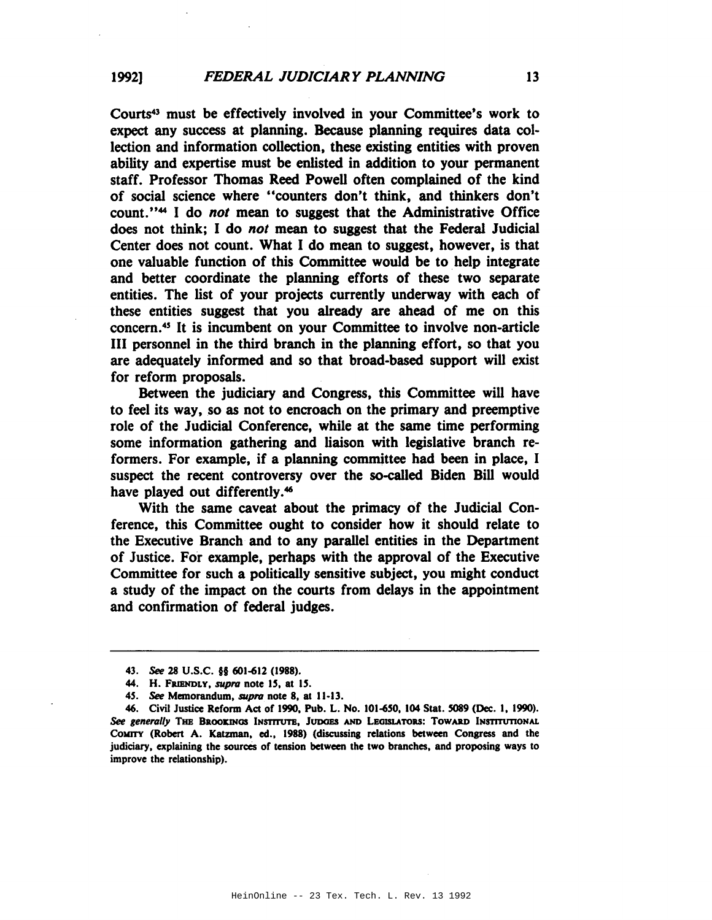Courts[43] must be effectively involved in your Committee's work to expect any success at planning. Because planning requires data collection and information collection, these existing entities with proven ability and expertise must be enlisted in addition to your permanent staff. Professor Thomas Reed Powell often complained of the kind of social science where "counters don't think, and thinkers don't count."[44] I do *not* mean to suggest that the Administrative Office does not think; I do *not* mean to suggest that the Federal Judicial Center does not count. What I do mean to suggest, however, is that one valuable function of this Committee would be to help integrate and better coordinate the planning efforts of these two separate entities. The list of your projects currently underway with each of these entities suggest that you already are ahead of me on this concern.[45] It is incumbent on your Committee to involve non-article III personnel in the third branch in the planning effort, so that you are adequately informed and so that broad-based support will exist for reform proposals.

Between the judiciary and Congress, this Committee will have to feel its way, so as not to encroach on the primary and preemptive role of the Judicial Conference, while at the same time performing some information gathering and liaison with legislative branch reformers. For example, if a planning committee had been in place, I suspect the recent controversy over the so-called Biden Bill would have played out differently.[46]

With the same caveat about the primacy of the Judicial Conference, this Committee ought to consider how it should relate to the Executive Branch and to any parallel entities in the Department of Justice. For example, perhaps with the approval of the Executive Committee for such a politically sensitive subject, you might conduct a study of the impact on the courts from delays in the appointment and confirmation of federal judges.

---

43. *See* 28 U.S.C. §§ 601-612 (1988).

44. H. FRIENDLY, *supra* note 15, at 15.

45. *See* Memorandum, *supra* note 8, at 11-13.

46. Civil Justice Reform Act of 1990, Pub. L. No. 101-650, 104 Stat. 5089 (Dec. 1, 1990). *See generally* THE BROOKINGS INSTITUTE, JUDGES AND LEGISLATORS: TOWARD INSTITUTIONAL COMITY (Robert A. Katzman, ed., 1988) (discussing relations between Congress and the judiciary, explaining the sources of tension between the two branches, and proposing ways to improve the relationship).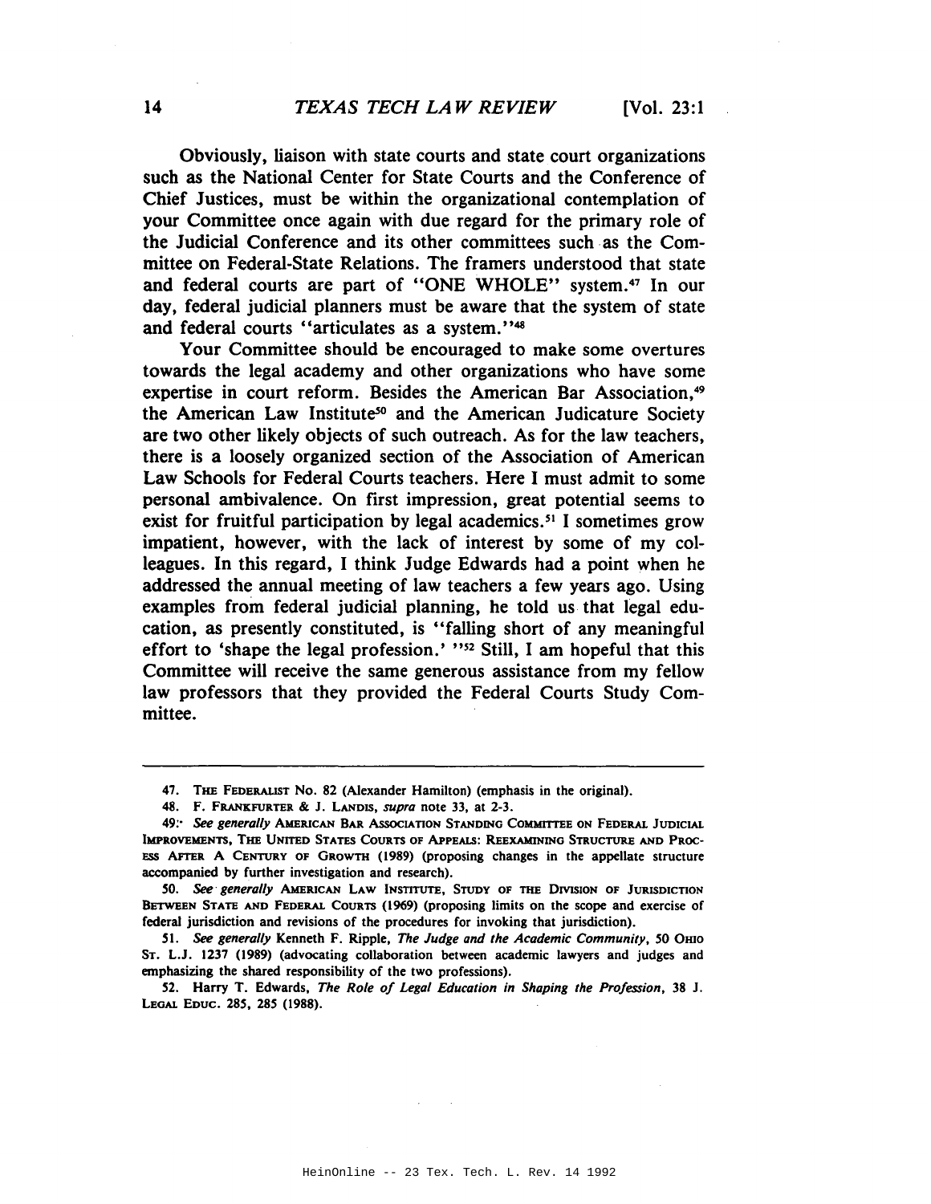Obviously, liaison with state courts and state court organizations such as the National Center for State Courts and the Conference of Chief Justices, must be within the organizational contemplation of your Committee once again with due regard for the primary role of the Judicial Conference and its other committees such as the Committee on Federal-State Relations. The framers understood that state and federal courts are part of "ONE WHOLE" system.[47] In our day, federal judicial planners must be aware that the system of state and federal courts "articulates as a system."[48]

Your Committee should be encouraged to make some overtures towards the legal academy and other organizations who have some expertise in court reform. Besides the American Bar Association,[49] the American Law Institute[50] and the American Judicature Society are two other likely objects of such outreach. As for the law teachers, there is a loosely organized section of the Association of American Law Schools for Federal Courts teachers. Here I must admit to some personal ambivalence. On first impression, great potential seems to exist for fruitful participation by legal academics.[51] I sometimes grow impatient, however, with the lack of interest by some of my colleagues. In this regard, I think Judge Edwards had a point when he addressed the annual meeting of law teachers a few years ago. Using examples from federal judicial planning, he told us that legal education, as presently constituted, is "falling short of any meaningful effort to 'shape the legal profession.' "[52] Still, I am hopeful that this Committee will receive the same generous assistance from my fellow law professors that they provided the Federal Courts Study Committee.

---

47. THE FEDERALIST No. 82 (Alexander Hamilton) (emphasis in the original).

48. F. FRANKFURTER & J. LANDIS, *supra* note 33, at 2-3.

49. *See generally* AMERICAN BAR ASSOCIATION STANDING COMMITTEE ON FEDERAL JUDICIAL IMPROVEMENTS, THE UNITED STATES COURTS OF APPEALS: REEXAMINING STRUCTURE AND PROCESS AFTER A CENTURY OF GROWTH (1989) (proposing changes in the appellate structure accompanied by further investigation and research).

50. *See generally* AMERICAN LAW INSTITUTE, STUDY OF THE DIVISION OF JURISDICTION BETWEEN STATE AND FEDERAL COURTS (1969) (proposing limits on the scope and exercise of federal jurisdiction and revisions of the procedures for invoking that jurisdiction).

51. *See generally* Kenneth F. Ripple, *The Judge and the Academic Community*, 50 OHIO ST. L.J. 1237 (1989) (advocating collaboration between academic lawyers and judges and emphasizing the shared responsibility of the two professions).

52. Harry T. Edwards, *The Role of Legal Education in Shaping the Profession*, 38 J. LEGAL EDUC. 285, 285 (1988).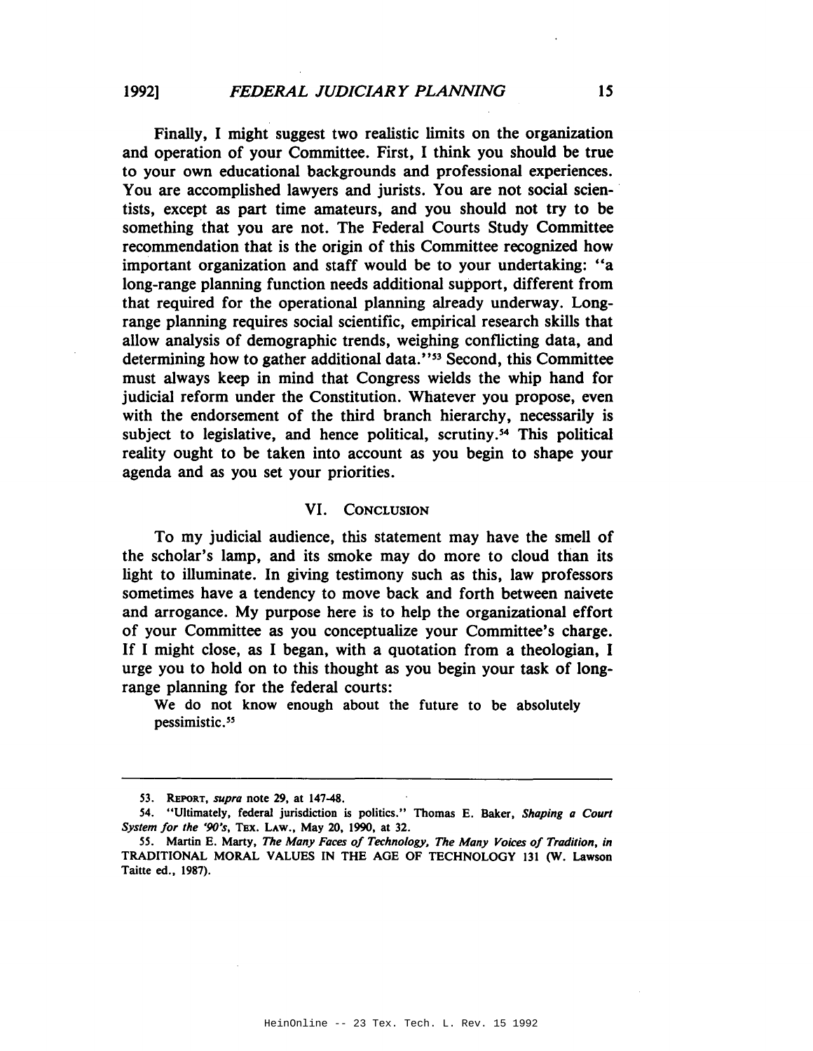Finally, I might suggest two realistic limits on the organization and operation of your Committee. First, I think you should be true to your own educational backgrounds and professional experiences. You are accomplished lawyers and jurists. You are not social scientists, except as part time amateurs, and you should not try to be something that you are not. The Federal Courts Study Committee recommendation that is the origin of this Committee recognized how important organization and staff would be to your undertaking: "a long-range planning function needs additional support, different from that required for the operational planning already underway. Long-range planning requires social scientific, empirical research skills that allow analysis of demographic trends, weighing conflicting data, and determining how to gather additional data."[53] Second, this Committee must always keep in mind that Congress wields the whip hand for judicial reform under the Constitution. Whatever you propose, even with the endorsement of the third branch hierarchy, necessarily is subject to legislative, and hence political, scrutiny.[54] This political reality ought to be taken into account as you begin to shape your agenda and as you set your priorities.

## VI. CONCLUSION

To my judicial audience, this statement may have the smell of the scholar's lamp, and its smoke may do more to cloud than its light to illuminate. In giving testimony such as this, law professors sometimes have a tendency to move back and forth between naivete and arrogance. My purpose here is to help the organizational effort of your Committee as you conceptualize your Committee's charge. If I might close, as I began, with a quotation from a theologian, I urge you to hold on to this thought as you begin your task of long-range planning for the federal courts:

> We do not know enough about the future to be absolutely pessimistic.[55]

---

53. REPORT, *supra* note 29, at 147-48.

54. "Ultimately, federal jurisdiction is politics." Thomas E. Baker, *Shaping a Court System for the '90's*, TEX. LAW., May 20, 1990, at 32.

55. Martin E. Marty, *The Many Faces of Technology, The Many Voices of Tradition*, *in* TRADITIONAL MORAL VALUES IN THE AGE OF TECHNOLOGY 131 (W. Lawson Taitte ed., 1987).